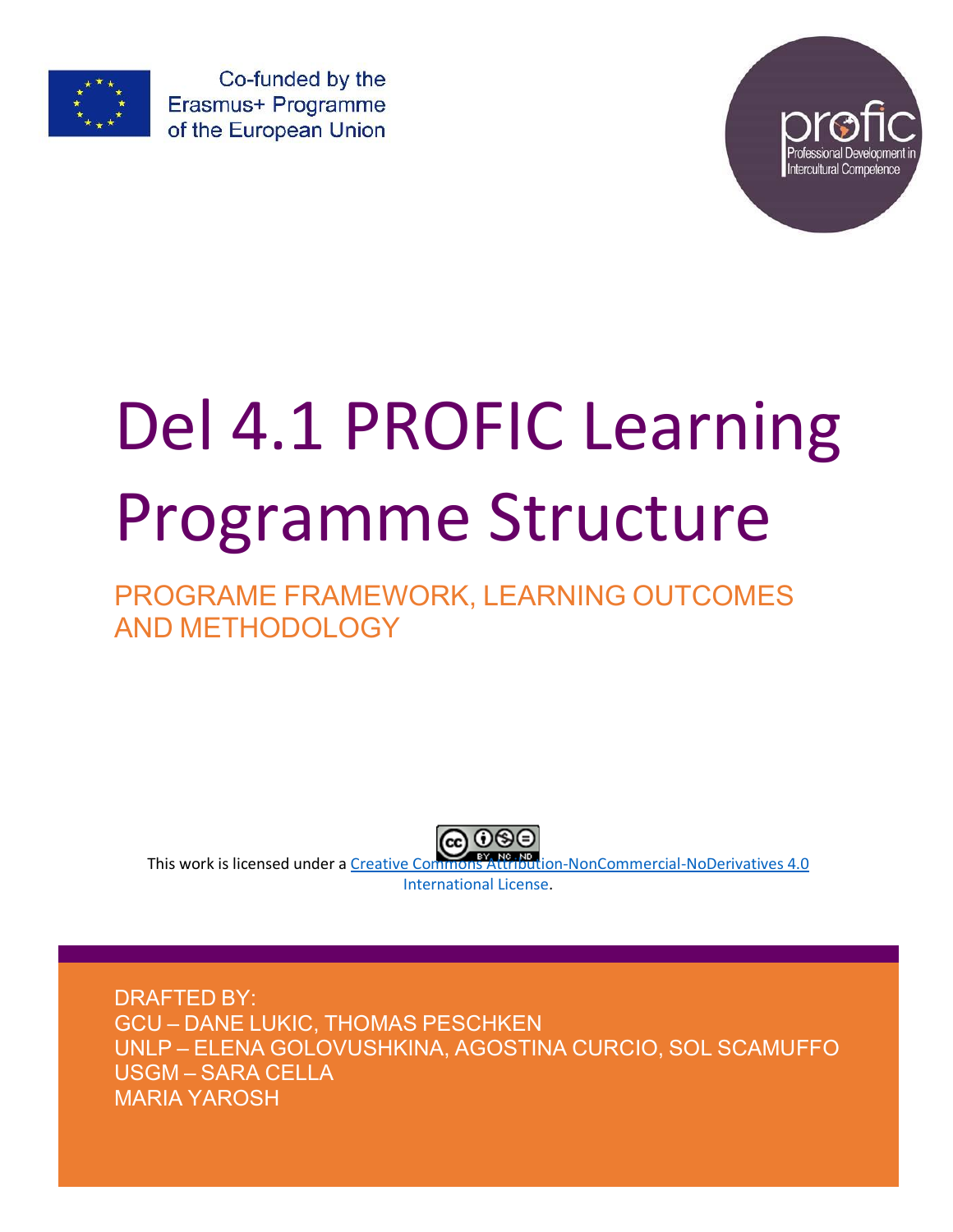Co-funded by the Erasmus+ Programme of the European Union

profic
Professional Development in Intercultural Competence

# Del 4.1 PROFIC Learning Programme Structure

## PROGRAME FRAMEWORK, LEARNING OUTCOMES AND METHODOLOGY

This work is licensed under a Creative Commons Attribution-NonCommercial-NoDerivatives 4.0 International License.

DRAFTED BY:
GCU – DANE LUKIC, THOMAS PESCHKEN
UNLP – ELENA GOLOVUSHKINA, AGOSTINA CURCIO, SOL SCAMUFFO
USGM – SARA CELLA
MARIA YAROSH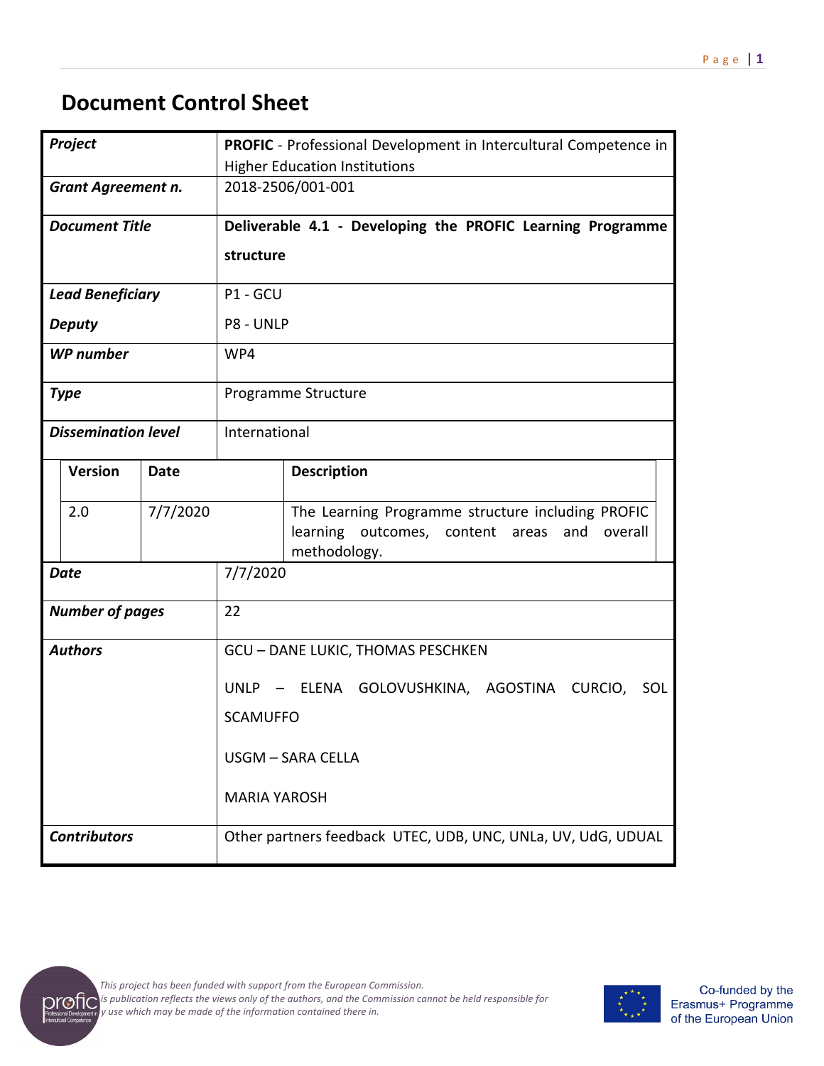# Document Control Sheet

| *Project* | **PROFIC** - Professional Development in Intercultural Competence in Higher Education Institutions | |
|---|---|---|
| *Grant Agreement n.* | 2018-2506/001-001 | |
| *Document Title* | **Deliverable 4.1 - Developing the PROFIC Learning Programme structure** | |
| *Lead Beneficiary* | P1 - GCU | |
| *Deputy* | P8 - UNLP | |
| *WP number* | WP4 | |
| *Type* | Programme Structure | |
| *Dissemination level* | International | |
| **Version** | **Date** | **Description** |
| 2.0 | 7/7/2020 | The Learning Programme structure including PROFIC learning outcomes, content areas and overall methodology. |
| *Date* | 7/7/2020 | |
| *Number of pages* | 22 | |
| *Authors* | GCU – DANE LUKIC, THOMAS PESCHKEN<br><br>UNLP – ELENA GOLOVUSHKINA, AGOSTINA CURCIO, SOL SCAMUFFO<br><br>USGM – SARA CELLA<br><br>MARIA YAROSH | |
| *Contributors* | Other partners feedback UTEC, UDB, UNC, UNLa, UV, UdG, UDUAL | |

*This project has been funded with support from the European Commission. This publication reflects the views only of the authors, and the Commission cannot be held responsible for any use which may be made of the information contained there in.*

Co-funded by the Erasmus+ Programme of the European Union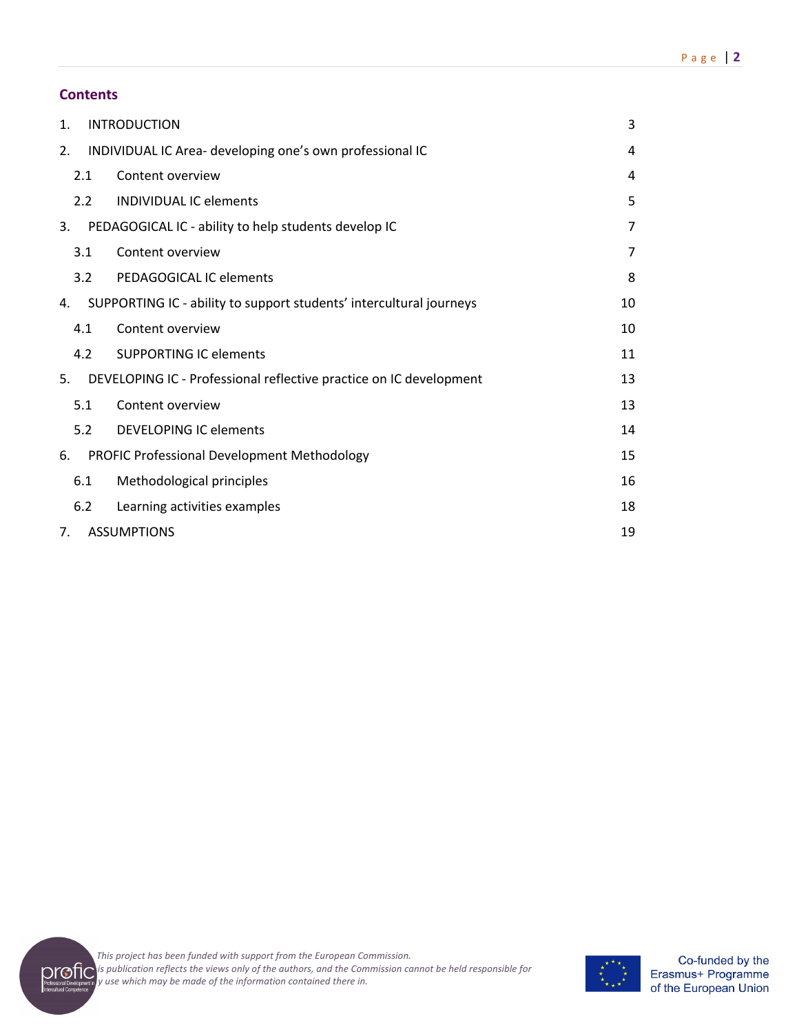## Contents

| | | |
|---|---|---|
| 1. | INTRODUCTION | 3 |
| 2. | INDIVIDUAL IC Area- developing one's own professional IC | 4 |
| 2.1 | Content overview | 4 |
| 2.2 | INDIVIDUAL IC elements | 5 |
| 3. | PEDAGOGICAL IC - ability to help students develop IC | 7 |
| 3.1 | Content overview | 7 |
| 3.2 | PEDAGOGICAL IC elements | 8 |
| 4. | SUPPORTING IC - ability to support students' intercultural journeys | 10 |
| 4.1 | Content overview | 10 |
| 4.2 | SUPPORTING IC elements | 11 |
| 5. | DEVELOPING IC - Professional reflective practice on IC development | 13 |
| 5.1 | Content overview | 13 |
| 5.2 | DEVELOPING IC elements | 14 |
| 6. | PROFIC Professional Development Methodology | 15 |
| 6.1 | Methodological principles | 16 |
| 6.2 | Learning activities examples | 18 |
| 7. | ASSUMPTIONS | 19 |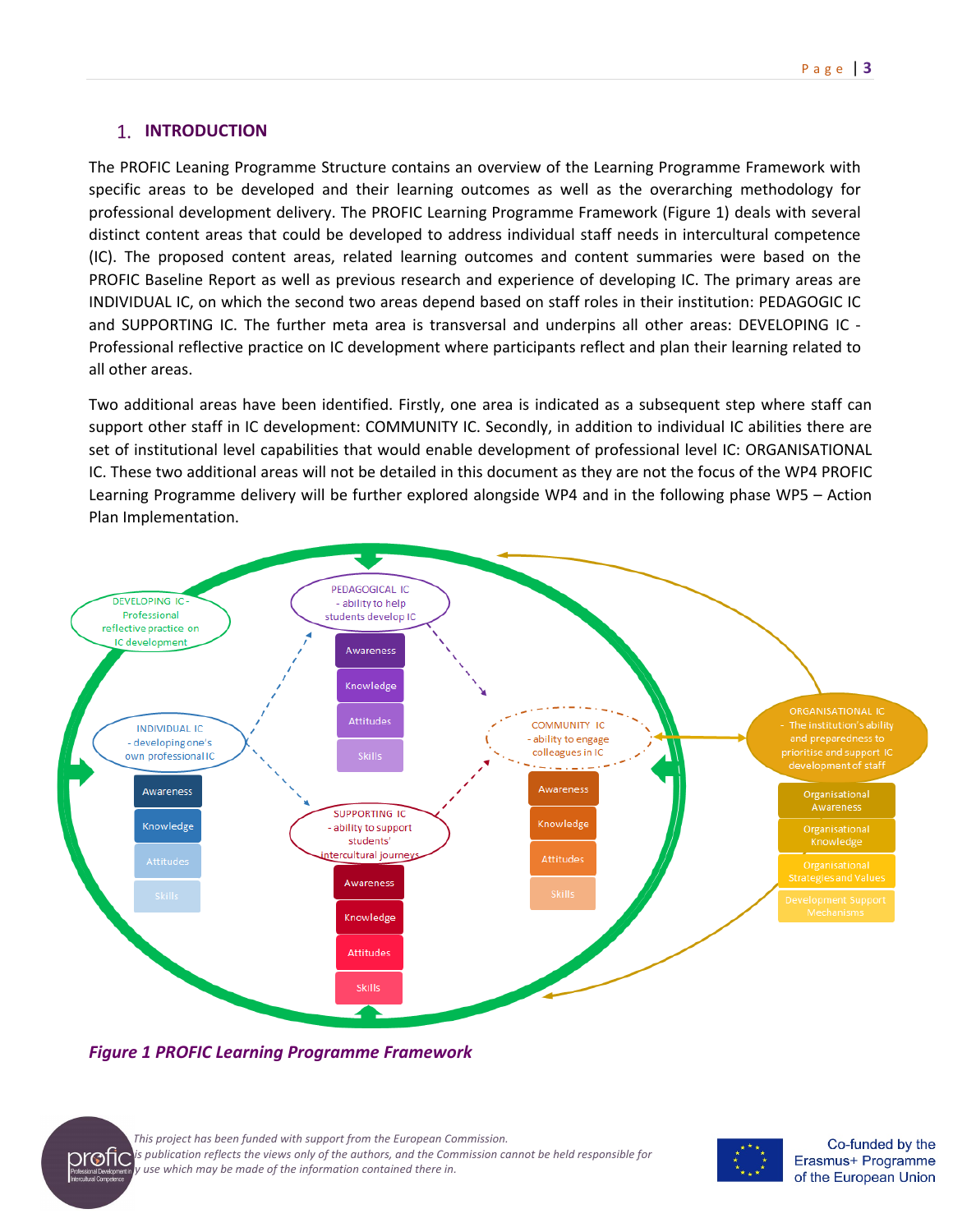## 1. INTRODUCTION

The PROFIC Leaning Programme Structure contains an overview of the Learning Programme Framework with specific areas to be developed and their learning outcomes as well as the overarching methodology for professional development delivery. The PROFIC Learning Programme Framework (Figure 1) deals with several distinct content areas that could be developed to address individual staff needs in intercultural competence (IC). The proposed content areas, related learning outcomes and content summaries were based on the PROFIC Baseline Report as well as previous research and experience of developing IC. The primary areas are INDIVIDUAL IC, on which the second two areas depend based on staff roles in their institution: PEDAGOGIC IC and SUPPORTING IC. The further meta area is transversal and underpins all other areas: DEVELOPING IC - Professional reflective practice on IC development where participants reflect and plan their learning related to all other areas.

Two additional areas have been identified. Firstly, one area is indicated as a subsequent step where staff can support other staff in IC development: COMMUNITY IC. Secondly, in addition to individual IC abilities there are set of institutional level capabilities that would enable development of professional level IC: ORGANISATIONAL IC. These two additional areas will not be detailed in this document as they are not the focus of the WP4 PROFIC Learning Programme delivery will be further explored alongside WP4 and in the following phase WP5 – Action Plan Implementation.

DEVELOPING IC - Professional reflective practice on IC development

PEDAGOGICAL IC - ability to help students develop IC
- Awareness
- Knowledge
- Attitudes
- Skills

INDIVIDUAL IC - developing one's own professional IC
- Awareness
- Knowledge
- Attitudes
- Skills

SUPPORTING IC - ability to support students' intercultural journeys
- Awareness
- Knowledge
- Attitudes
- Skills

COMMUNITY IC - ability to engage colleagues in IC
- Awareness
- Knowledge
- Attitudes
- Skills

ORGANISATIONAL IC - The institution's ability and preparedness to prioritise and support IC development of staff
- Organisational Awareness
- Organisational Knowledge
- Organisational Strategies and Values
- Development Support Mechanisms

*Figure 1 PROFIC Learning Programme Framework*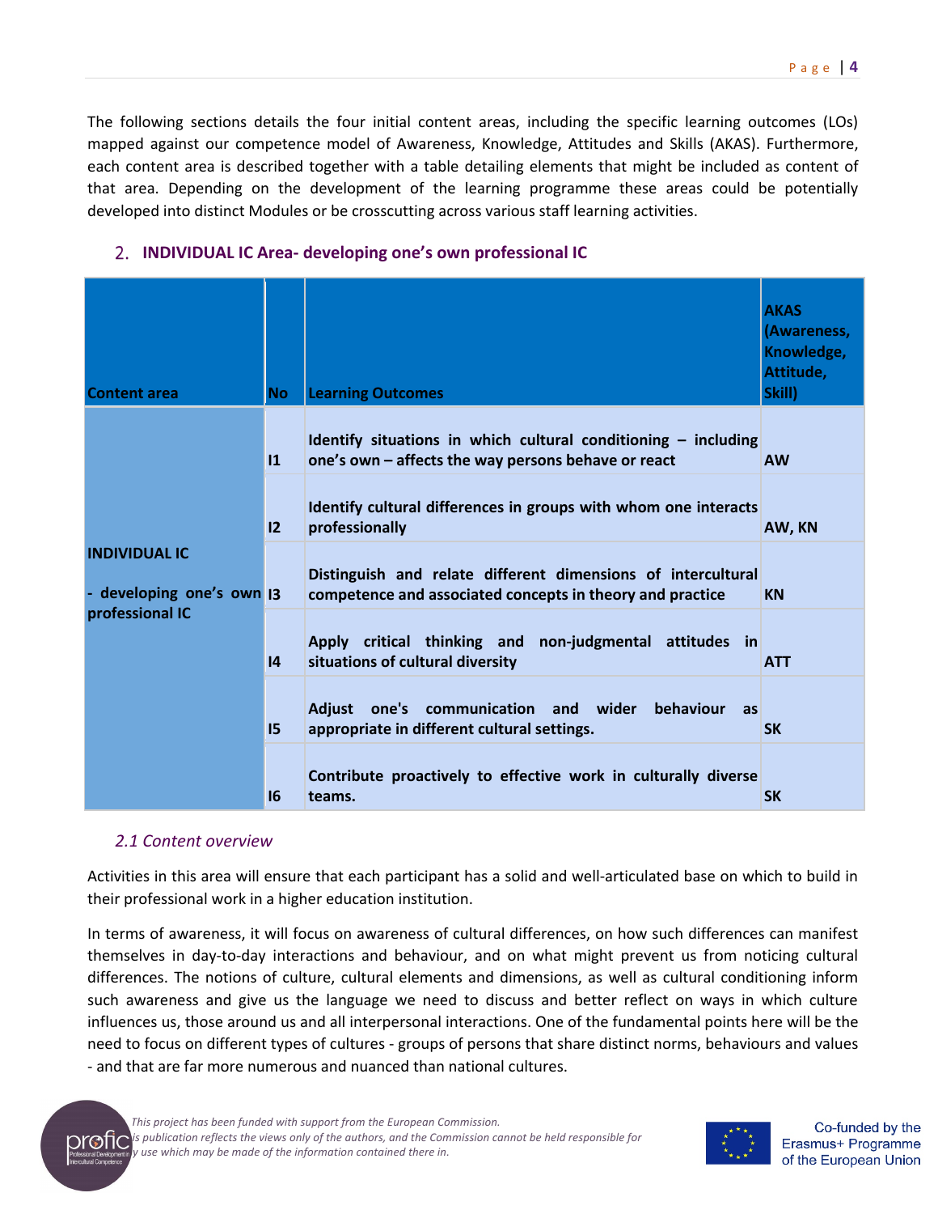The following sections details the four initial content areas, including the specific learning outcomes (LOs) mapped against our competence model of Awareness, Knowledge, Attitudes and Skills (AKAS). Furthermore, each content area is described together with a table detailing elements that might be included as content of that area. Depending on the development of the learning programme these areas could be potentially developed into distinct Modules or be crosscutting across various staff learning activities.

## 2. INDIVIDUAL IC Area- developing one's own professional IC

| Content area | No | Learning Outcomes | AKAS (Awareness, Knowledge, Attitude, Skill) |
|---|---|---|---|
| **INDIVIDUAL IC**<br><br>**- developing one's own professional IC** | **I1** | **Identify situations in which cultural conditioning – including one's own – affects the way persons behave or react** | **AW** |
| | **I2** | **Identify cultural differences in groups with whom one interacts professionally** | **AW, KN** |
| | **I3** | **Distinguish and relate different dimensions of intercultural competence and associated concepts in theory and practice** | **KN** |
| | **I4** | **Apply critical thinking and non-judgmental attitudes in situations of cultural diversity** | **ATT** |
| | **I5** | **Adjust one's communication and wider behaviour as appropriate in different cultural settings.** | **SK** |
| | **I6** | **Contribute proactively to effective work in culturally diverse teams.** | **SK** |

### *2.1 Content overview*

Activities in this area will ensure that each participant has a solid and well-articulated base on which to build in their professional work in a higher education institution.

In terms of awareness, it will focus on awareness of cultural differences, on how such differences can manifest themselves in day-to-day interactions and behaviour, and on what might prevent us from noticing cultural differences. The notions of culture, cultural elements and dimensions, as well as cultural conditioning inform such awareness and give us the language we need to discuss and better reflect on ways in which culture influences us, those around us and all interpersonal interactions. One of the fundamental points here will be the need to focus on different types of cultures - groups of persons that share distinct norms, behaviours and values - and that are far more numerous and nuanced than national cultures.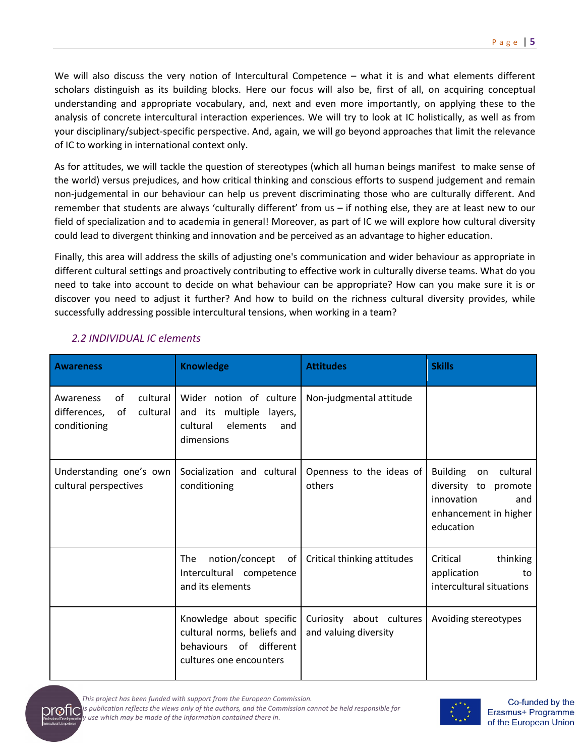We will also discuss the very notion of Intercultural Competence – what it is and what elements different scholars distinguish as its building blocks. Here our focus will also be, first of all, on acquiring conceptual understanding and appropriate vocabulary, and, next and even more importantly, on applying these to the analysis of concrete intercultural interaction experiences. We will try to look at IC holistically, as well as from your disciplinary/subject-specific perspective. And, again, we will go beyond approaches that limit the relevance of IC to working in international context only.

As for attitudes, we will tackle the question of stereotypes (which all human beings manifest to make sense of the world) versus prejudices, and how critical thinking and conscious efforts to suspend judgement and remain non-judgemental in our behaviour can help us prevent discriminating those who are culturally different. And remember that students are always 'culturally different' from us – if nothing else, they are at least new to our field of specialization and to academia in general! Moreover, as part of IC we will explore how cultural diversity could lead to divergent thinking and innovation and be perceived as an advantage to higher education.

Finally, this area will address the skills of adjusting one's communication and wider behaviour as appropriate in different cultural settings and proactively contributing to effective work in culturally diverse teams. What do you need to take into account to decide on what behaviour can be appropriate? How can you make sure it is or discover you need to adjust it further? And how to build on the richness cultural diversity provides, while successfully addressing possible intercultural tensions, when working in a team?

### *2.2 INDIVIDUAL IC elements*

| Awareness | Knowledge | Attitudes | Skills |
|---|---|---|---|
| Awareness of cultural differences, of cultural conditioning | Wider notion of culture and its multiple layers, cultural elements and dimensions | Non-judgmental attitude | |
| Understanding one's own cultural perspectives | Socialization and cultural conditioning | Openness to the ideas of others | Building on cultural diversity to promote innovation and enhancement in higher education |
| | The notion/concept of Intercultural competence and its elements | Critical thinking attitudes | Critical thinking application to intercultural situations |
| | Knowledge about specific cultural norms, beliefs and behaviours of different cultures one encounters | Curiosity about cultures and valuing diversity | Avoiding stereotypes |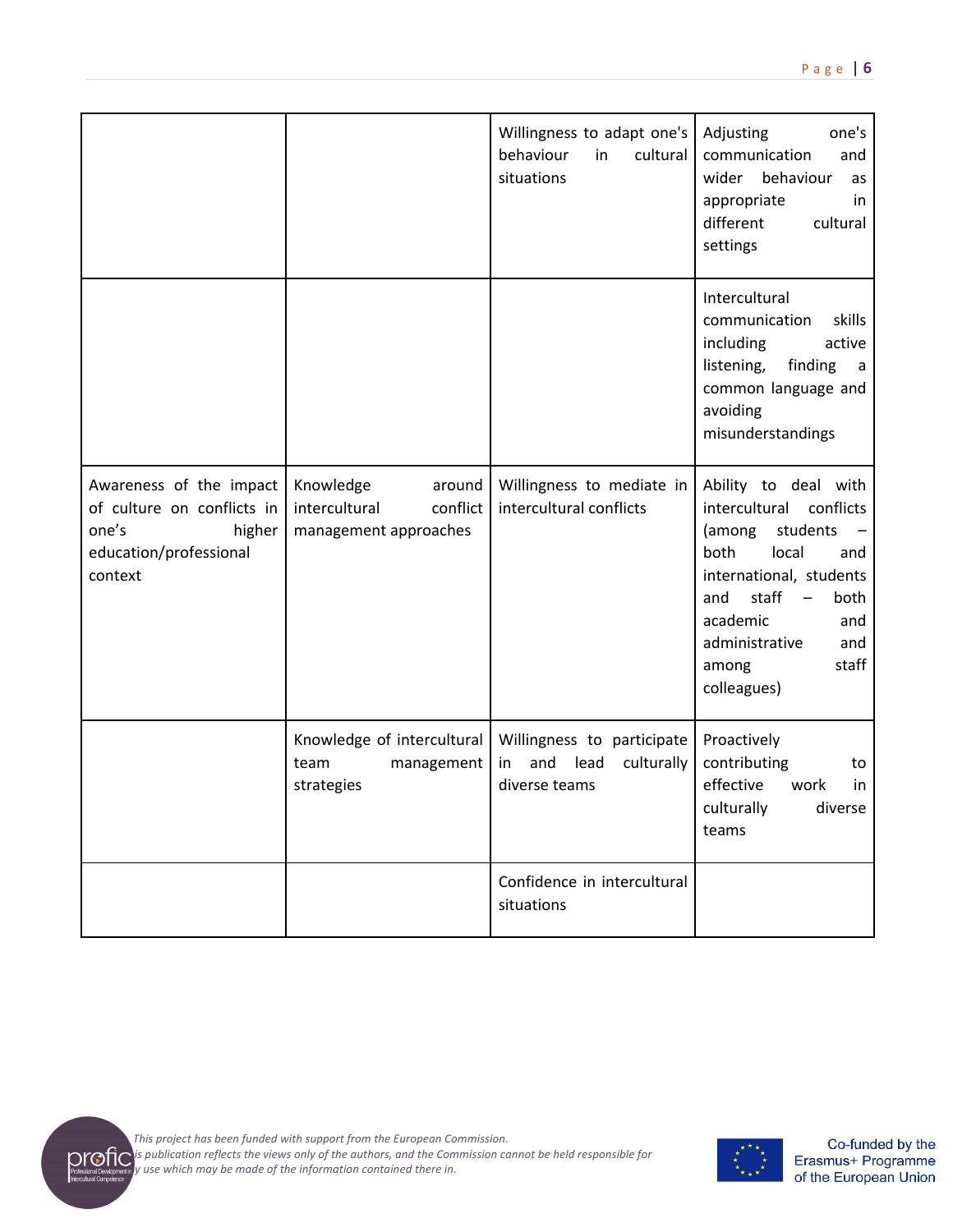| | | | |
|---|---|---|---|
| | | Willingness to adapt one's behaviour in cultural situations | Adjusting one's communication and wider behaviour as appropriate in different cultural settings |
| | | | Intercultural communication skills including active listening, finding a common language and avoiding misunderstandings |
| Awareness of the impact of culture on conflicts in one's higher education/professional context | Knowledge around intercultural conflict management approaches | Willingness to mediate in intercultural conflicts | Ability to deal with intercultural conflicts (among students – both local and international, students and staff – both academic and administrative and among staff colleagues) |
| | Knowledge of intercultural team management strategies | Willingness to participate in and lead culturally diverse teams | Proactively contributing to effective work in culturally diverse teams |
| | | Confidence in intercultural situations | |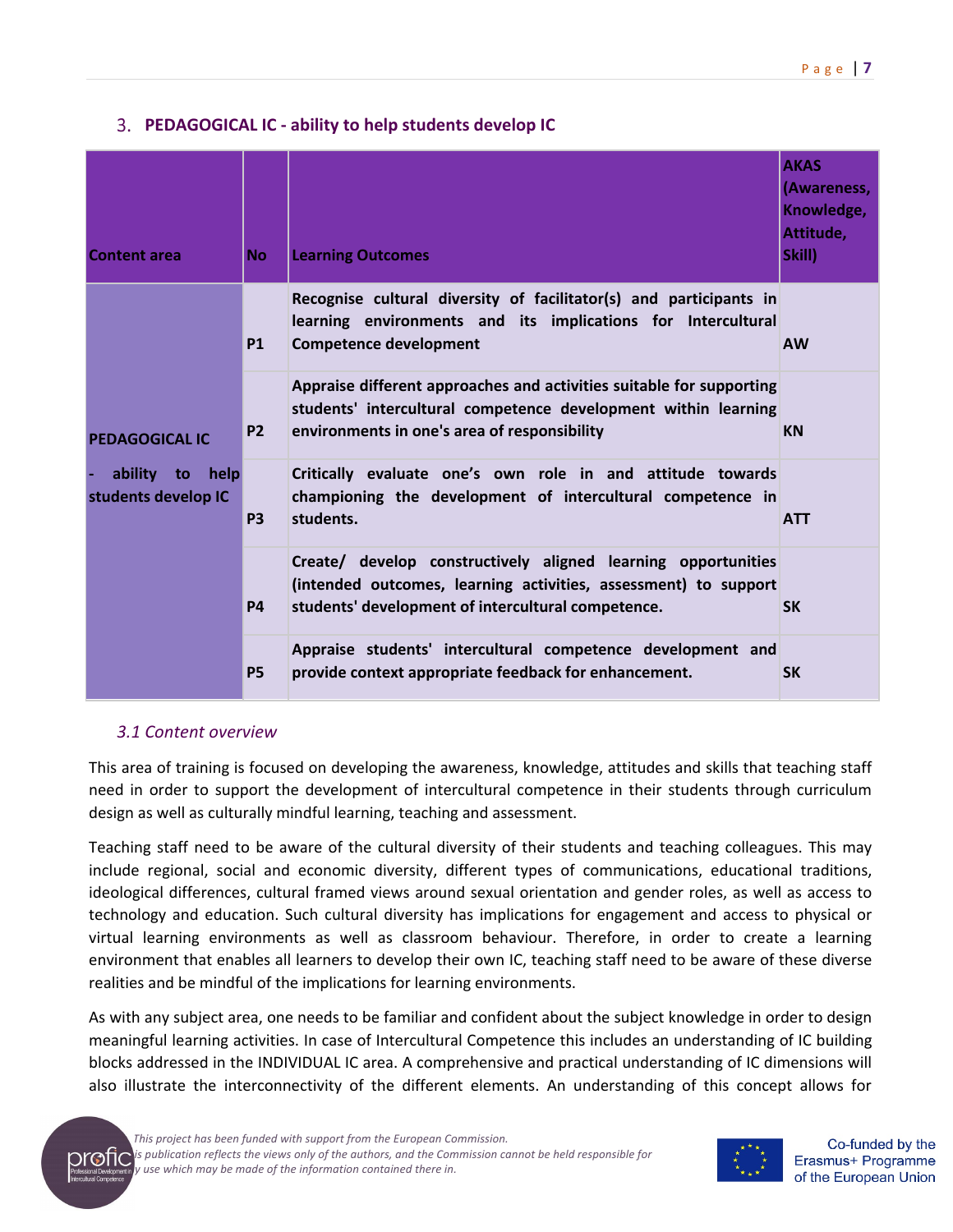## 3. PEDAGOGICAL IC - ability to help students develop IC

| Content area | No | Learning Outcomes | AKAS (Awareness, Knowledge, Attitude, Skill) |
|---|---|---|---|
| PEDAGOGICAL IC - ability to help students develop IC | P1 | Recognise cultural diversity of facilitator(s) and participants in learning environments and its implications for Intercultural Competence development | AW |
| | P2 | Appraise different approaches and activities suitable for supporting students' intercultural competence development within learning environments in one's area of responsibility | KN |
| | P3 | Critically evaluate one's own role in and attitude towards championing the development of intercultural competence in students. | ATT |
| | P4 | Create/ develop constructively aligned learning opportunities (intended outcomes, learning activities, assessment) to support students' development of intercultural competence. | SK |
| | P5 | Appraise students' intercultural competence development and provide context appropriate feedback for enhancement. | SK |

### *3.1 Content overview*

This area of training is focused on developing the awareness, knowledge, attitudes and skills that teaching staff need in order to support the development of intercultural competence in their students through curriculum design as well as culturally mindful learning, teaching and assessment.

Teaching staff need to be aware of the cultural diversity of their students and teaching colleagues. This may include regional, social and economic diversity, different types of communications, educational traditions, ideological differences, cultural framed views around sexual orientation and gender roles, as well as access to technology and education. Such cultural diversity has implications for engagement and access to physical or virtual learning environments as well as classroom behaviour. Therefore, in order to create a learning environment that enables all learners to develop their own IC, teaching staff need to be aware of these diverse realities and be mindful of the implications for learning environments.

As with any subject area, one needs to be familiar and confident about the subject knowledge in order to design meaningful learning activities. In case of Intercultural Competence this includes an understanding of IC building blocks addressed in the INDIVIDUAL IC area. A comprehensive and practical understanding of IC dimensions will also illustrate the interconnectivity of the different elements. An understanding of this concept allows for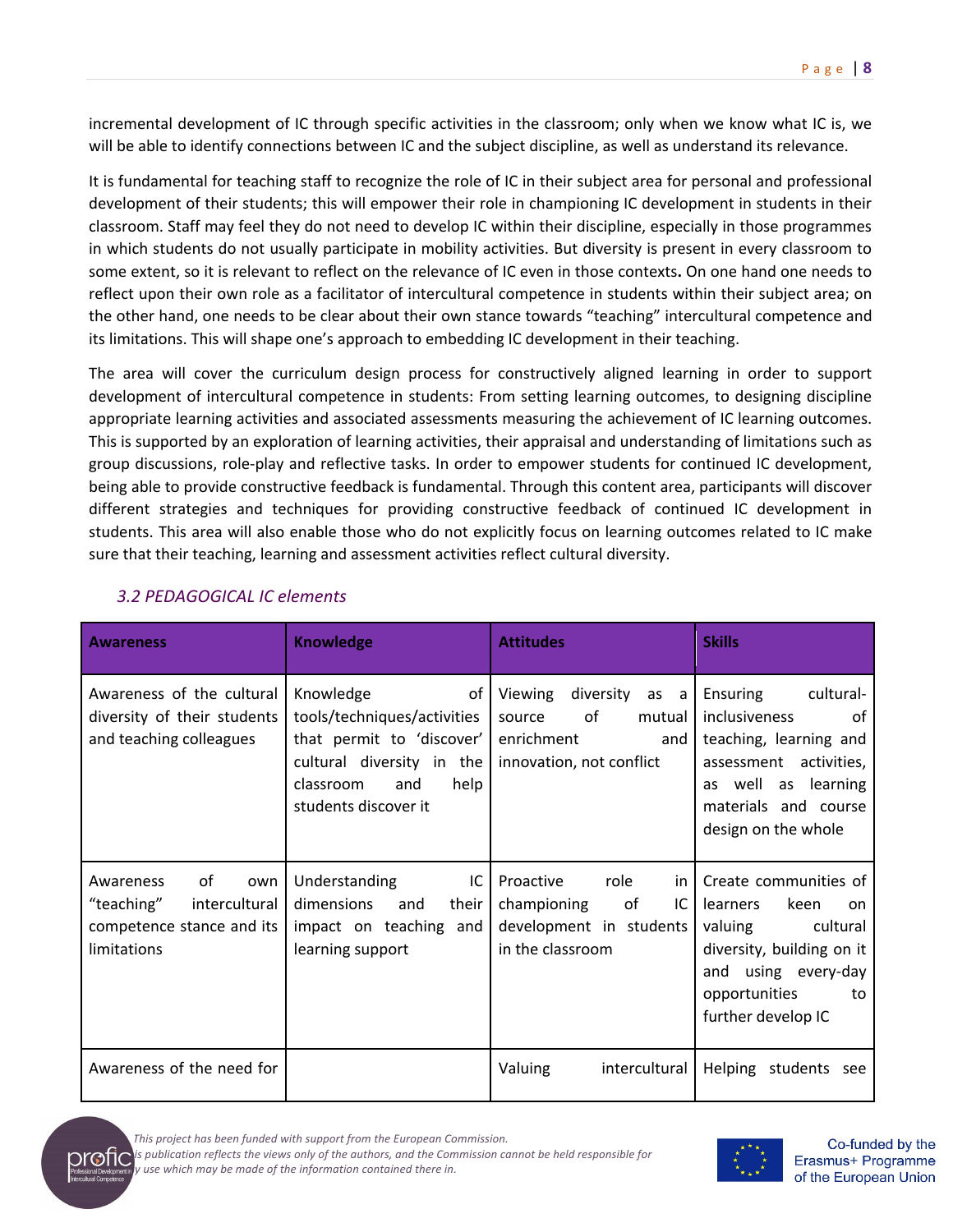incremental development of IC through specific activities in the classroom; only when we know what IC is, we will be able to identify connections between IC and the subject discipline, as well as understand its relevance.

It is fundamental for teaching staff to recognize the role of IC in their subject area for personal and professional development of their students; this will empower their role in championing IC development in students in their classroom. Staff may feel they do not need to develop IC within their discipline, especially in those programmes in which students do not usually participate in mobility activities. But diversity is present in every classroom to some extent, so it is relevant to reflect on the relevance of IC even in those contexts**.** On one hand one needs to reflect upon their own role as a facilitator of intercultural competence in students within their subject area; on the other hand, one needs to be clear about their own stance towards "teaching" intercultural competence and its limitations. This will shape one's approach to embedding IC development in their teaching.

The area will cover the curriculum design process for constructively aligned learning in order to support development of intercultural competence in students: From setting learning outcomes, to designing discipline appropriate learning activities and associated assessments measuring the achievement of IC learning outcomes. This is supported by an exploration of learning activities, their appraisal and understanding of limitations such as group discussions, role-play and reflective tasks. In order to empower students for continued IC development, being able to provide constructive feedback is fundamental. Through this content area, participants will discover different strategies and techniques for providing constructive feedback of continued IC development in students. This area will also enable those who do not explicitly focus on learning outcomes related to IC make sure that their teaching, learning and assessment activities reflect cultural diversity.

### *3.2 PEDAGOGICAL IC elements*

| **Awareness** | **Knowledge** | **Attitudes** | **Skills** |
|---|---|---|---|
| Awareness of the cultural diversity of their students and teaching colleagues | Knowledge of tools/techniques/activities that permit to 'discover' cultural diversity in the classroom and help students discover it | Viewing diversity as a source of mutual enrichment and innovation, not conflict | Ensuring cultural-inclusiveness of teaching, learning and assessment activities, as well as learning materials and course design on the whole |
| Awareness of own "teaching" intercultural competence stance and its limitations | Understanding IC dimensions and their impact on teaching and learning support | Proactive role in championing of IC development in students in the classroom | Create communities of learners keen on valuing cultural diversity, building on it and using every-day opportunities to further develop IC |
| Awareness of the need for | | Valuing intercultural | Helping students see |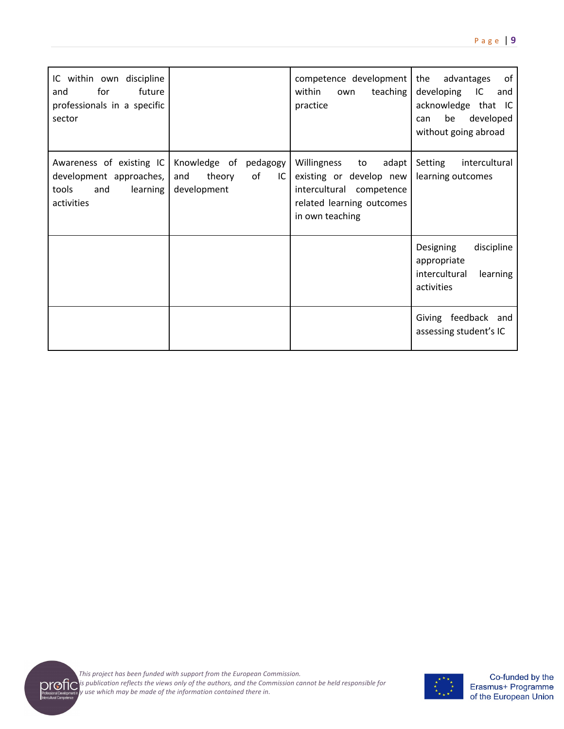| | | | |
|---|---|---|---|
| IC within own discipline and for future professionals in a specific sector | | competence development within own teaching practice | the advantages of developing IC and acknowledge that IC can be developed without going abroad |
| Awareness of existing IC development approaches, tools and learning activities | Knowledge of pedagogy and theory of IC development | Willingness to adapt existing or develop new intercultural competence related learning outcomes in own teaching | Setting intercultural learning outcomes |
| | | | Designing discipline appropriate intercultural learning activities |
| | | | Giving feedback and assessing student's IC |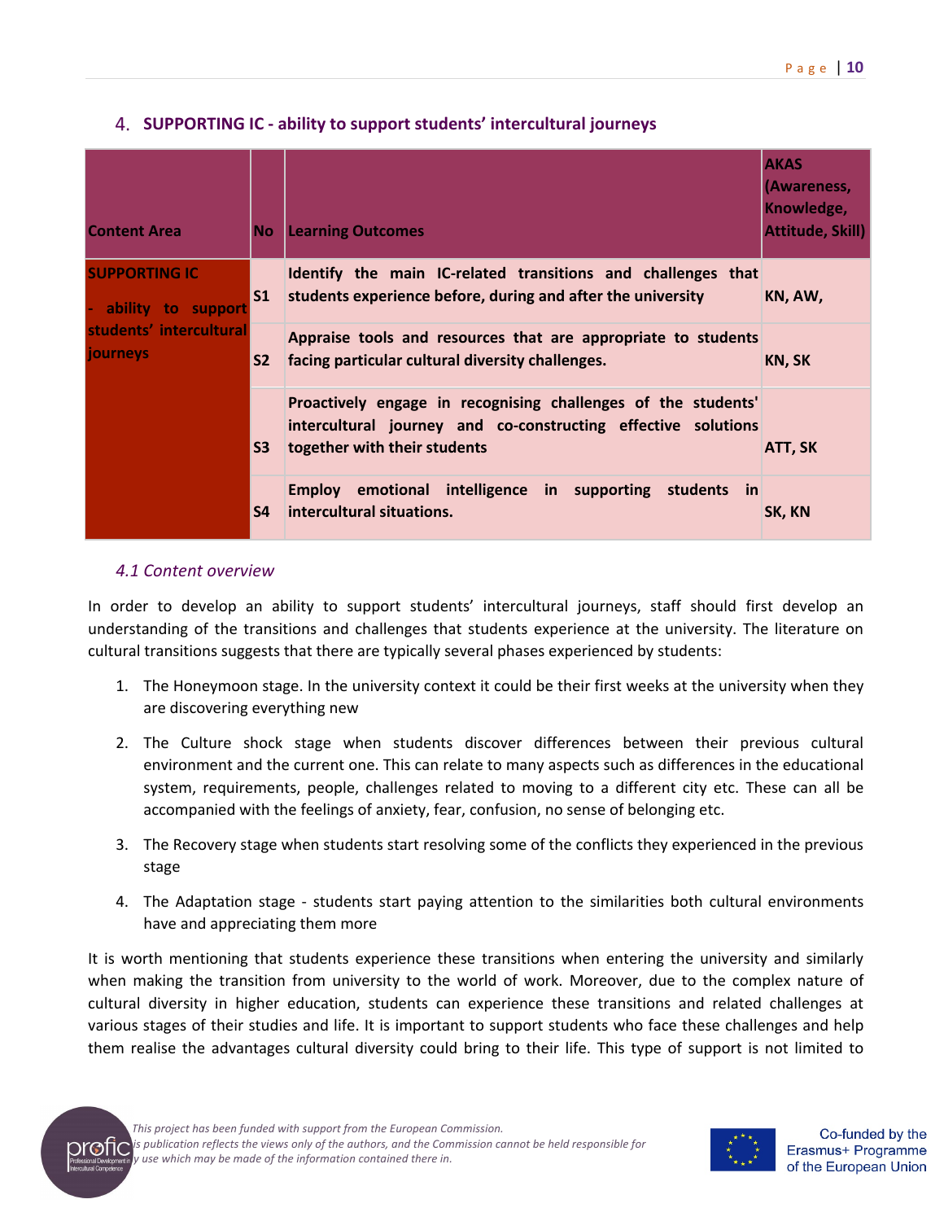## 4. SUPPORTING IC - ability to support students' intercultural journeys

| Content Area | No | Learning Outcomes | AKAS (Awareness, Knowledge, Attitude, Skill) |
|---|---|---|---|
| **SUPPORTING IC - ability to support students' intercultural journeys** | **S1** | **Identify the main IC-related transitions and challenges that students experience before, during and after the university** | **KN, AW,** |
| | **S2** | **Appraise tools and resources that are appropriate to students facing particular cultural diversity challenges.** | **KN, SK** |
| | **S3** | **Proactively engage in recognising challenges of the students' intercultural journey and co-constructing effective solutions together with their students** | **ATT, SK** |
| | **S4** | **Employ emotional intelligence in supporting students in intercultural situations.** | **SK, KN** |

### *4.1 Content overview*

In order to develop an ability to support students' intercultural journeys, staff should first develop an understanding of the transitions and challenges that students experience at the university. The literature on cultural transitions suggests that there are typically several phases experienced by students:

1. The Honeymoon stage. In the university context it could be their first weeks at the university when they are discovering everything new
2. The Culture shock stage when students discover differences between their previous cultural environment and the current one. This can relate to many aspects such as differences in the educational system, requirements, people, challenges related to moving to a different city etc. These can all be accompanied with the feelings of anxiety, fear, confusion, no sense of belonging etc.
3. The Recovery stage when students start resolving some of the conflicts they experienced in the previous stage
4. The Adaptation stage - students start paying attention to the similarities both cultural environments have and appreciating them more

It is worth mentioning that students experience these transitions when entering the university and similarly when making the transition from university to the world of work. Moreover, due to the complex nature of cultural diversity in higher education, students can experience these transitions and related challenges at various stages of their studies and life. It is important to support students who face these challenges and help them realise the advantages cultural diversity could bring to their life. This type of support is not limited to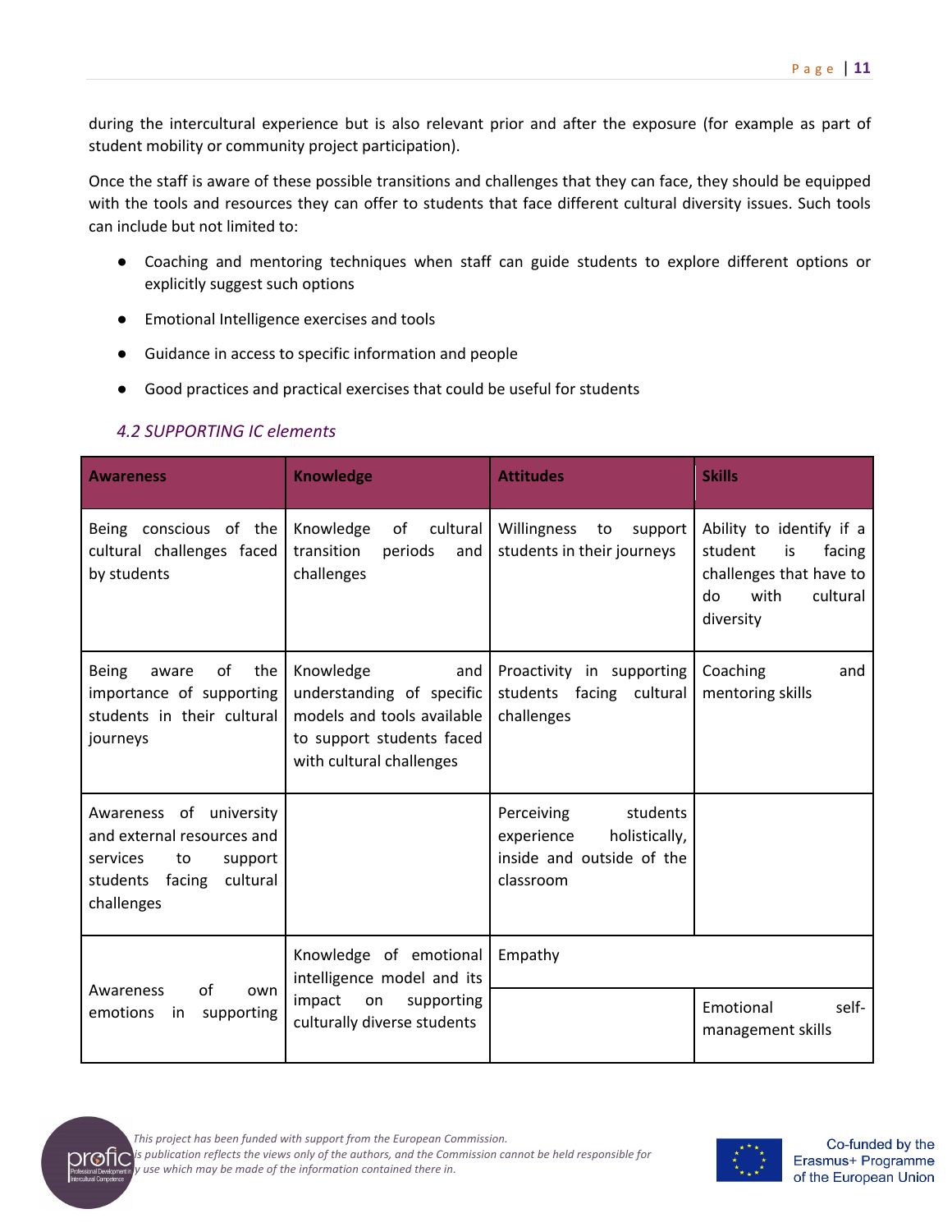during the intercultural experience but is also relevant prior and after the exposure (for example as part of student mobility or community project participation).

Once the staff is aware of these possible transitions and challenges that they can face, they should be equipped with the tools and resources they can offer to students that face different cultural diversity issues. Such tools can include but not limited to:

- Coaching and mentoring techniques when staff can guide students to explore different options or explicitly suggest such options
- Emotional Intelligence exercises and tools
- Guidance in access to specific information and people
- Good practices and practical exercises that could be useful for students

### *4.2 SUPPORTING IC elements*

| Awareness | Knowledge | Attitudes | Skills |
|---|---|---|---|
| Being conscious of the cultural challenges faced by students | Knowledge of cultural transition periods and challenges | Willingness to support students in their journeys | Ability to identify if a student is facing challenges that have to do with cultural diversity |
| Being aware of the importance of supporting students in their cultural journeys | Knowledge and understanding of specific models and tools available to support students faced with cultural challenges | Proactivity in supporting students facing cultural challenges | Coaching and mentoring skills |
| Awareness of university and external resources and services to support students facing cultural challenges | | Perceiving students experience holistically, inside and outside of the classroom | |
| Awareness of own emotions in supporting | Knowledge of emotional intelligence model and its impact on supporting culturally diverse students | Empathy | |
| | | | Emotional self-management skills |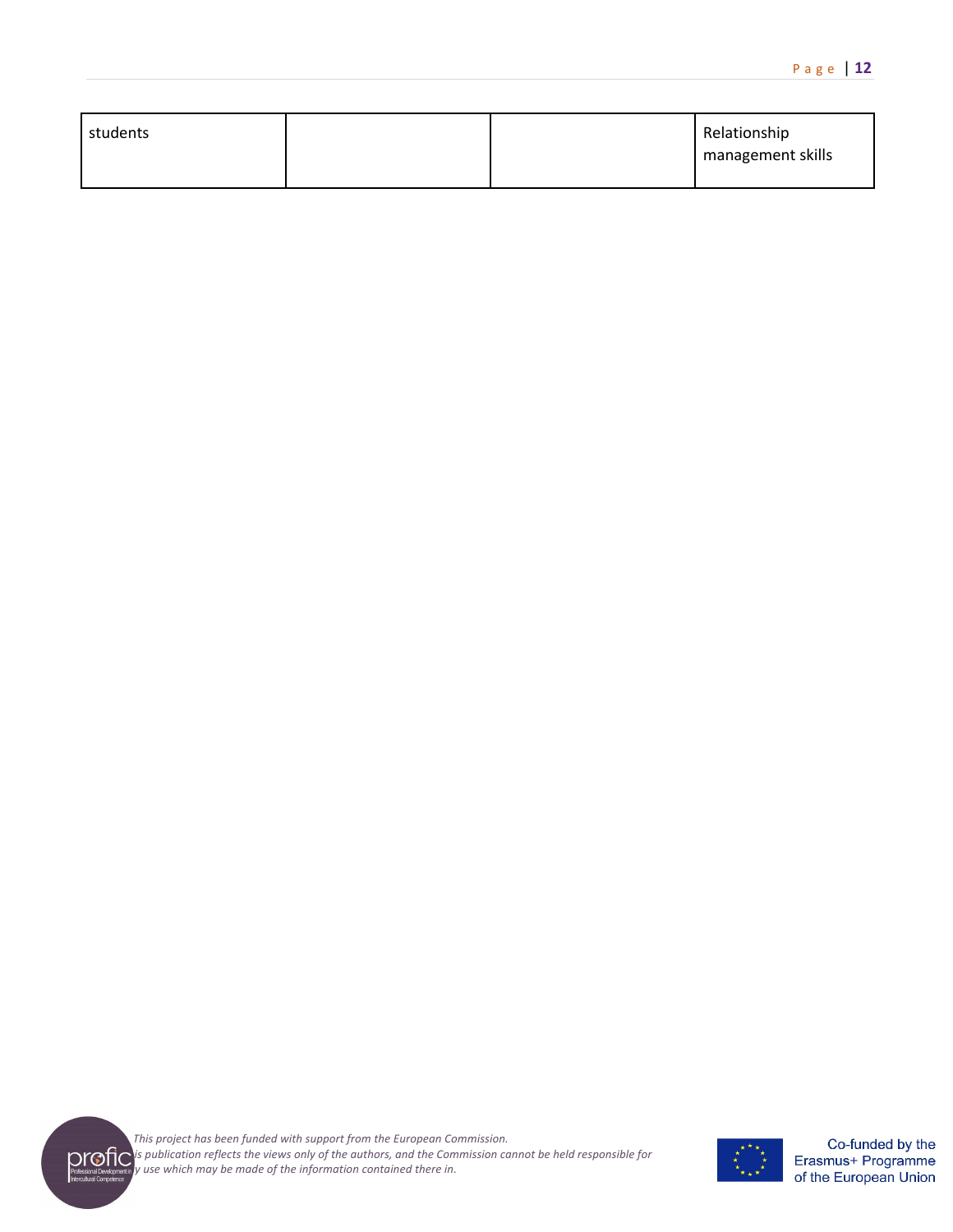| students | | | Relationship management skills |
|---|---|---|---|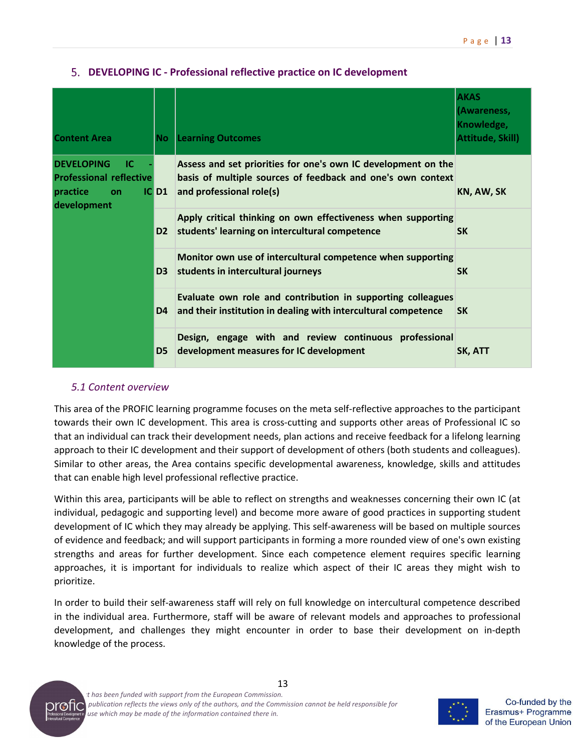## 5. DEVELOPING IC - Professional reflective practice on IC development

| Content Area | No | Learning Outcomes | AKAS (Awareness, Knowledge, Attitude, Skill) |
|---|---|---|---|
| **DEVELOPING IC - Professional reflective practice on IC development** | **D1** | **Assess and set priorities for one's own IC development on the basis of multiple sources of feedback and one's own context and professional role(s)** | **KN, AW, SK** |
| | **D2** | **Apply critical thinking on own effectiveness when supporting students' learning on intercultural competence** | **SK** |
| | **D3** | **Monitor own use of intercultural competence when supporting students in intercultural journeys** | **SK** |
| | **D4** | **Evaluate own role and contribution in supporting colleagues and their institution in dealing with intercultural competence** | **SK** |
| | **D5** | **Design, engage with and review continuous professional development measures for IC development** | **SK, ATT** |

### *5.1 Content overview*

This area of the PROFIC learning programme focuses on the meta self-reflective approaches to the participant towards their own IC development. This area is cross-cutting and supports other areas of Professional IC so that an individual can track their development needs, plan actions and receive feedback for a lifelong learning approach to their IC development and their support of development of others (both students and colleagues). Similar to other areas, the Area contains specific developmental awareness, knowledge, skills and attitudes that can enable high level professional reflective practice.

Within this area, participants will be able to reflect on strengths and weaknesses concerning their own IC (at individual, pedagogic and supporting level) and become more aware of good practices in supporting student development of IC which they may already be applying. This self-awareness will be based on multiple sources of evidence and feedback; and will support participants in forming a more rounded view of one's own existing strengths and areas for further development. Since each competence element requires specific learning approaches, it is important for individuals to realize which aspect of their IC areas they might wish to prioritize.

In order to build their self-awareness staff will rely on full knowledge on intercultural competence described in the individual area. Furthermore, staff will be aware of relevant models and approaches to professional development, and challenges they might encounter in order to base their development on in-depth knowledge of the process.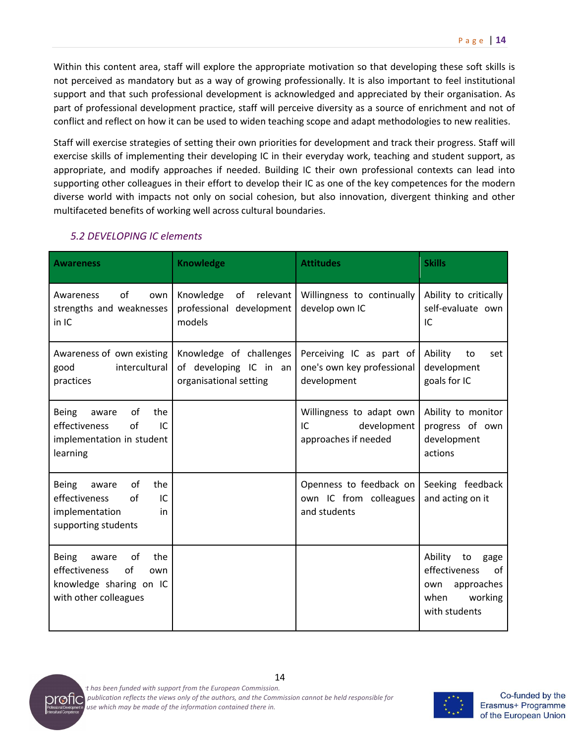Within this content area, staff will explore the appropriate motivation so that developing these soft skills is not perceived as mandatory but as a way of growing professionally. It is also important to feel institutional support and that such professional development is acknowledged and appreciated by their organisation. As part of professional development practice, staff will perceive diversity as a source of enrichment and not of conflict and reflect on how it can be used to widen teaching scope and adapt methodologies to new realities.

Staff will exercise strategies of setting their own priorities for development and track their progress. Staff will exercise skills of implementing their developing IC in their everyday work, teaching and student support, as appropriate, and modify approaches if needed. Building IC their own professional contexts can lead into supporting other colleagues in their effort to develop their IC as one of the key competences for the modern diverse world with impacts not only on social cohesion, but also innovation, divergent thinking and other multifaceted benefits of working well across cultural boundaries.

### *5.2 DEVELOPING IC elements*

| Awareness | Knowledge | Attitudes | Skills |
| --- | --- | --- | --- |
| Awareness of own strengths and weaknesses in IC | Knowledge of relevant professional development models | Willingness to continually develop own IC | Ability to critically self-evaluate own IC |
| Awareness of own existing good intercultural practices | Knowledge of challenges of developing IC in an organisational setting | Perceiving IC as part of one's own key professional development | Ability to set development goals for IC |
| Being aware of the effectiveness of IC implementation in student learning | | Willingness to adapt own IC development approaches if needed | Ability to monitor progress of own development actions |
| Being aware of the effectiveness of IC implementation in supporting students | | Openness to feedback on own IC from colleagues and students | Seeking feedback and acting on it |
| Being aware of the effectiveness of own knowledge sharing on IC with other colleagues | | | Ability to gage effectiveness of own approaches when working with students |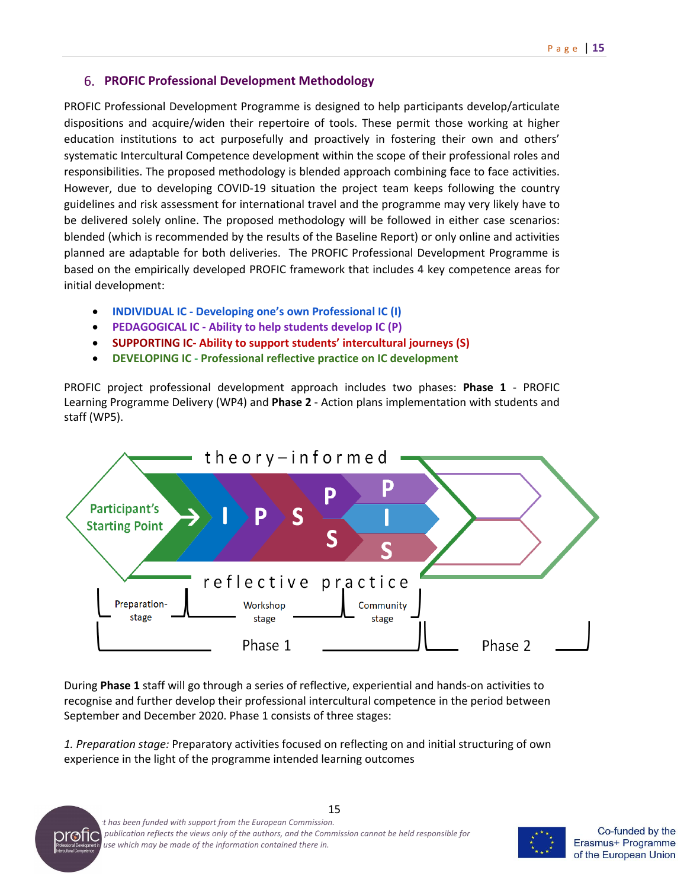## 6. PROFIC Professional Development Methodology

PROFIC Professional Development Programme is designed to help participants develop/articulate dispositions and acquire/widen their repertoire of tools. These permit those working at higher education institutions to act purposefully and proactively in fostering their own and others' systematic Intercultural Competence development within the scope of their professional roles and responsibilities. The proposed methodology is blended approach combining face to face activities. However, due to developing COVID-19 situation the project team keeps following the country guidelines and risk assessment for international travel and the programme may very likely have to be delivered solely online. The proposed methodology will be followed in either case scenarios: blended (which is recommended by the results of the Baseline Report) or only online and activities planned are adaptable for both deliveries. The PROFIC Professional Development Programme is based on the empirically developed PROFIC framework that includes 4 key competence areas for initial development:

- **INDIVIDUAL IC - Developing one's own Professional IC (I)**
- **PEDAGOGICAL IC - Ability to help students develop IC (P)**
- **SUPPORTING IC- Ability to support students' intercultural journeys (S)**
- **DEVELOPING IC - Professional reflective practice on IC development**

PROFIC project professional development approach includes two phases: **Phase 1** - PROFIC Learning Programme Delivery (WP4) and **Phase 2** - Action plans implementation with students and staff (WP5).

theory–informed

Participant's Starting Point → I P S | P I S (P, S)

reflective practice

Preparation-stage | Workshop stage | Community stage

Phase 1 | Phase 2

During **Phase 1** staff will go through a series of reflective, experiential and hands-on activities to recognise and further develop their professional intercultural competence in the period between September and December 2020. Phase 1 consists of three stages:

*1. Preparation stage:* Preparatory activities focused on reflecting on and initial structuring of own experience in the light of the programme intended learning outcomes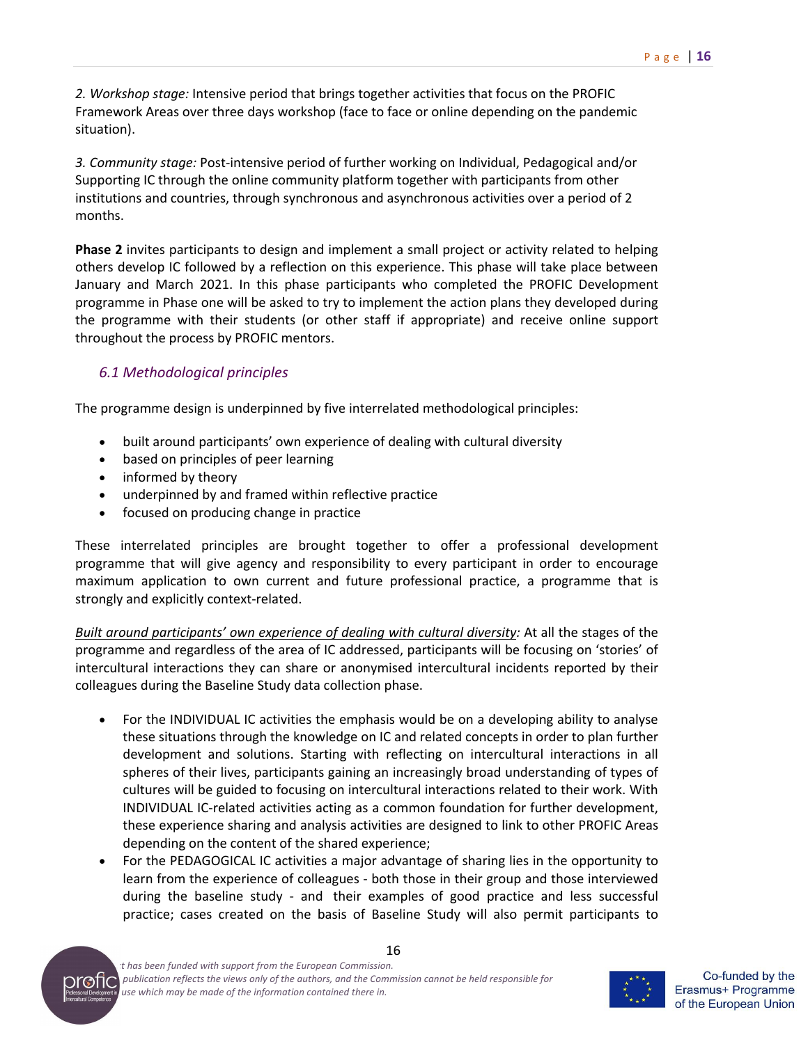*2. Workshop stage:* Intensive period that brings together activities that focus on the PROFIC Framework Areas over three days workshop (face to face or online depending on the pandemic situation).

*3. Community stage:* Post-intensive period of further working on Individual, Pedagogical and/or Supporting IC through the online community platform together with participants from other institutions and countries, through synchronous and asynchronous activities over a period of 2 months.

**Phase 2** invites participants to design and implement a small project or activity related to helping others develop IC followed by a reflection on this experience. This phase will take place between January and March 2021. In this phase participants who completed the PROFIC Development programme in Phase one will be asked to try to implement the action plans they developed during the programme with their students (or other staff if appropriate) and receive online support throughout the process by PROFIC mentors.

### *6.1 Methodological principles*

The programme design is underpinned by five interrelated methodological principles:

- built around participants' own experience of dealing with cultural diversity
- based on principles of peer learning
- informed by theory
- underpinned by and framed within reflective practice
- focused on producing change in practice

These interrelated principles are brought together to offer a professional development programme that will give agency and responsibility to every participant in order to encourage maximum application to own current and future professional practice, a programme that is strongly and explicitly context-related.

*Built around participants' own experience of dealing with cultural diversity:* At all the stages of the programme and regardless of the area of IC addressed, participants will be focusing on 'stories' of intercultural interactions they can share or anonymised intercultural incidents reported by their colleagues during the Baseline Study data collection phase.

- For the INDIVIDUAL IC activities the emphasis would be on a developing ability to analyse these situations through the knowledge on IC and related concepts in order to plan further development and solutions. Starting with reflecting on intercultural interactions in all spheres of their lives, participants gaining an increasingly broad understanding of types of cultures will be guided to focusing on intercultural interactions related to their work. With INDIVIDUAL IC-related activities acting as a common foundation for further development, these experience sharing and analysis activities are designed to link to other PROFIC Areas depending on the content of the shared experience;
- For the PEDAGOGICAL IC activities a major advantage of sharing lies in the opportunity to learn from the experience of colleagues - both those in their group and those interviewed during the baseline study - and their examples of good practice and less successful practice; cases created on the basis of Baseline Study will also permit participants to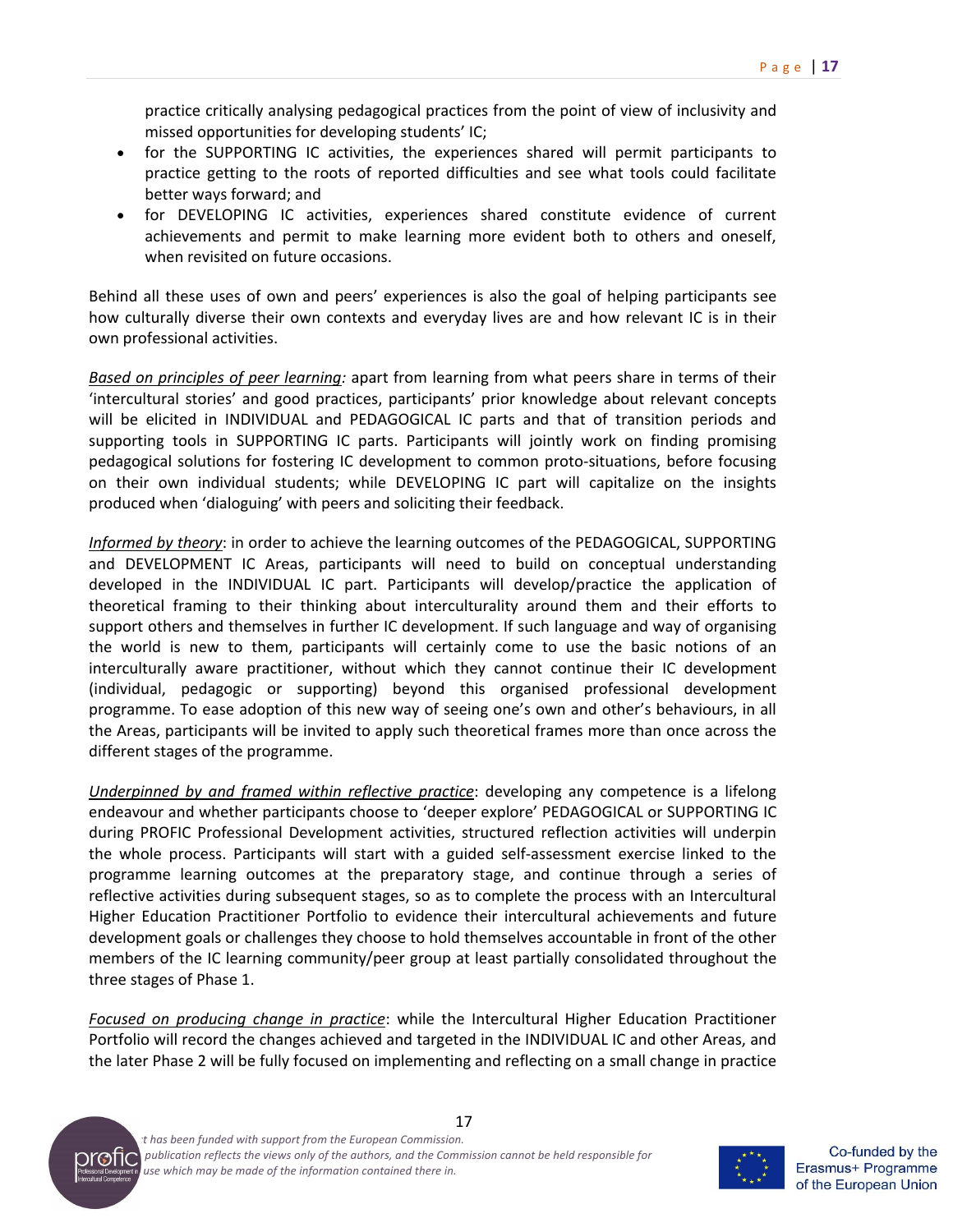practice critically analysing pedagogical practices from the point of view of inclusivity and missed opportunities for developing students' IC;

- for the SUPPORTING IC activities, the experiences shared will permit participants to practice getting to the roots of reported difficulties and see what tools could facilitate better ways forward; and
- for DEVELOPING IC activities, experiences shared constitute evidence of current achievements and permit to make learning more evident both to others and oneself, when revisited on future occasions.

Behind all these uses of own and peers' experiences is also the goal of helping participants see how culturally diverse their own contexts and everyday lives are and how relevant IC is in their own professional activities.

*Based on principles of peer learning:* apart from learning from what peers share in terms of their 'intercultural stories' and good practices, participants' prior knowledge about relevant concepts will be elicited in INDIVIDUAL and PEDAGOGICAL IC parts and that of transition periods and supporting tools in SUPPORTING IC parts. Participants will jointly work on finding promising pedagogical solutions for fostering IC development to common proto-situations, before focusing on their own individual students; while DEVELOPING IC part will capitalize on the insights produced when 'dialoguing' with peers and soliciting their feedback.

*Informed by theory*: in order to achieve the learning outcomes of the PEDAGOGICAL, SUPPORTING and DEVELOPMENT IC Areas, participants will need to build on conceptual understanding developed in the INDIVIDUAL IC part. Participants will develop/practice the application of theoretical framing to their thinking about interculturality around them and their efforts to support others and themselves in further IC development. If such language and way of organising the world is new to them, participants will certainly come to use the basic notions of an interculturally aware practitioner, without which they cannot continue their IC development (individual, pedagogic or supporting) beyond this organised professional development programme. To ease adoption of this new way of seeing one's own and other's behaviours, in all the Areas, participants will be invited to apply such theoretical frames more than once across the different stages of the programme.

*Underpinned by and framed within reflective practice*: developing any competence is a lifelong endeavour and whether participants choose to 'deeper explore' PEDAGOGICAL or SUPPORTING IC during PROFIC Professional Development activities, structured reflection activities will underpin the whole process. Participants will start with a guided self-assessment exercise linked to the programme learning outcomes at the preparatory stage, and continue through a series of reflective activities during subsequent stages, so as to complete the process with an Intercultural Higher Education Practitioner Portfolio to evidence their intercultural achievements and future development goals or challenges they choose to hold themselves accountable in front of the other members of the IC learning community/peer group at least partially consolidated throughout the three stages of Phase 1.

*Focused on producing change in practice*: while the Intercultural Higher Education Practitioner Portfolio will record the changes achieved and targeted in the INDIVIDUAL IC and other Areas, and the later Phase 2 will be fully focused on implementing and reflecting on a small change in practice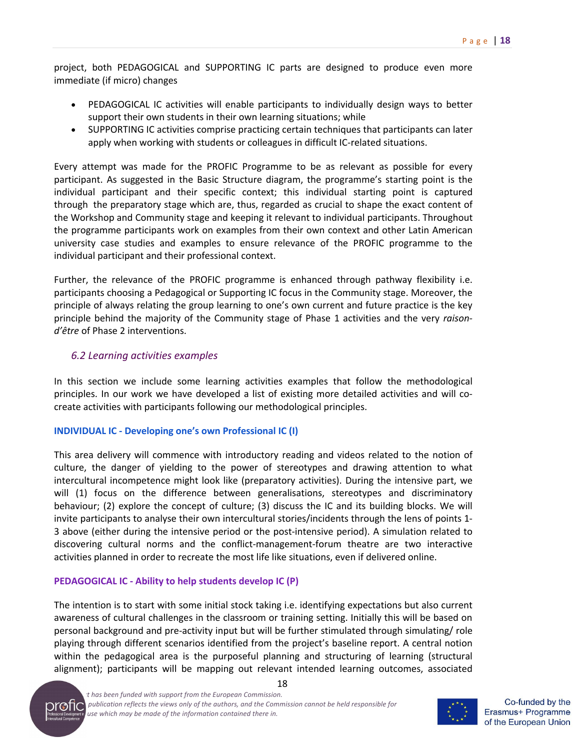project, both PEDAGOGICAL and SUPPORTING IC parts are designed to produce even more immediate (if micro) changes

- PEDAGOGICAL IC activities will enable participants to individually design ways to better support their own students in their own learning situations; while
- SUPPORTING IC activities comprise practicing certain techniques that participants can later apply when working with students or colleagues in difficult IC-related situations.

Every attempt was made for the PROFIC Programme to be as relevant as possible for every participant. As suggested in the Basic Structure diagram, the programme's starting point is the individual participant and their specific context; this individual starting point is captured through the preparatory stage which are, thus, regarded as crucial to shape the exact content of the Workshop and Community stage and keeping it relevant to individual participants. Throughout the programme participants work on examples from their own context and other Latin American university case studies and examples to ensure relevance of the PROFIC programme to the individual participant and their professional context.

Further, the relevance of the PROFIC programme is enhanced through pathway flexibility i.e. participants choosing a Pedagogical or Supporting IC focus in the Community stage. Moreover, the principle of always relating the group learning to one's own current and future practice is the key principle behind the majority of the Community stage of Phase 1 activities and the very *raison-d'être* of Phase 2 interventions.

### *6.2 Learning activities examples*

In this section we include some learning activities examples that follow the methodological principles. In our work we have developed a list of existing more detailed activities and will co-create activities with participants following our methodological principles.

**INDIVIDUAL IC - Developing one's own Professional IC (I)**

This area delivery will commence with introductory reading and videos related to the notion of culture, the danger of yielding to the power of stereotypes and drawing attention to what intercultural incompetence might look like (preparatory activities). During the intensive part, we will (1) focus on the difference between generalisations, stereotypes and discriminatory behaviour; (2) explore the concept of culture; (3) discuss the IC and its building blocks. We will invite participants to analyse their own intercultural stories/incidents through the lens of points 1-3 above (either during the intensive period or the post-intensive period). A simulation related to discovering cultural norms and the conflict-management-forum theatre are two interactive activities planned in order to recreate the most life like situations, even if delivered online.

**PEDAGOGICAL IC - Ability to help students develop IC (P)**

The intention is to start with some initial stock taking i.e. identifying expectations but also current awareness of cultural challenges in the classroom or training setting. Initially this will be based on personal background and pre-activity input but will be further stimulated through simulating/ role playing through different scenarios identified from the project's baseline report. A central notion within the pedagogical area is the purposeful planning and structuring of learning (structural alignment); participants will be mapping out relevant intended learning outcomes, associated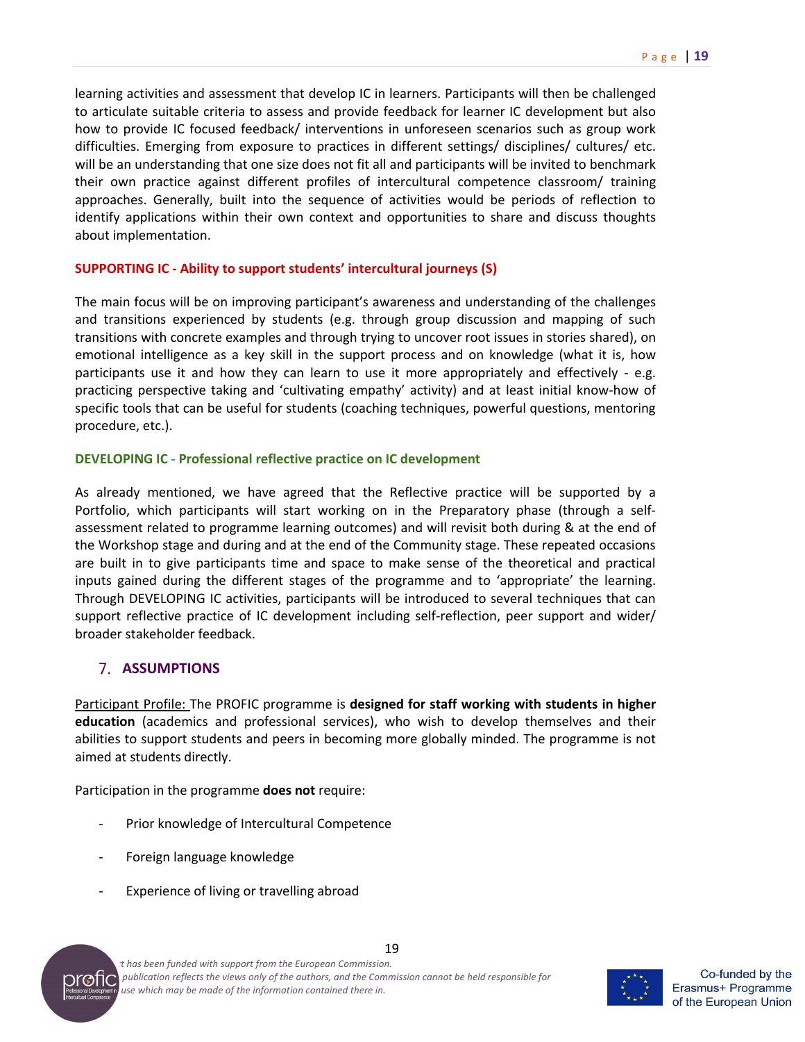learning activities and assessment that develop IC in learners. Participants will then be challenged to articulate suitable criteria to assess and provide feedback for learner IC development but also how to provide IC focused feedback/ interventions in unforeseen scenarios such as group work difficulties. Emerging from exposure to practices in different settings/ disciplines/ cultures/ etc. will be an understanding that one size does not fit all and participants will be invited to benchmark their own practice against different profiles of intercultural competence classroom/ training approaches. Generally, built into the sequence of activities would be periods of reflection to identify applications within their own context and opportunities to share and discuss thoughts about implementation.

**SUPPORTING IC - Ability to support students' intercultural journeys (S)**

The main focus will be on improving participant's awareness and understanding of the challenges and transitions experienced by students (e.g. through group discussion and mapping of such transitions with concrete examples and through trying to uncover root issues in stories shared), on emotional intelligence as a key skill in the support process and on knowledge (what it is, how participants use it and how they can learn to use it more appropriately and effectively - e.g. practicing perspective taking and 'cultivating empathy' activity) and at least initial know-how of specific tools that can be useful for students (coaching techniques, powerful questions, mentoring procedure, etc.).

**DEVELOPING IC - Professional reflective practice on IC development**

As already mentioned, we have agreed that the Reflective practice will be supported by a Portfolio, which participants will start working on in the Preparatory phase (through a self-assessment related to programme learning outcomes) and will revisit both during & at the end of the Workshop stage and during and at the end of the Community stage. These repeated occasions are built in to give participants time and space to make sense of the theoretical and practical inputs gained during the different stages of the programme and to 'appropriate' the learning. Through DEVELOPING IC activities, participants will be introduced to several techniques that can support reflective practice of IC development including self-reflection, peer support and wider/ broader stakeholder feedback.

## 7. ASSUMPTIONS

Participant Profile: The PROFIC programme is **designed for staff working with students in higher education** (academics and professional services), who wish to develop themselves and their abilities to support students and peers in becoming more globally minded. The programme is not aimed at students directly.

Participation in the programme **does not** require:

- Prior knowledge of Intercultural Competence
- Foreign language knowledge
- Experience of living or travelling abroad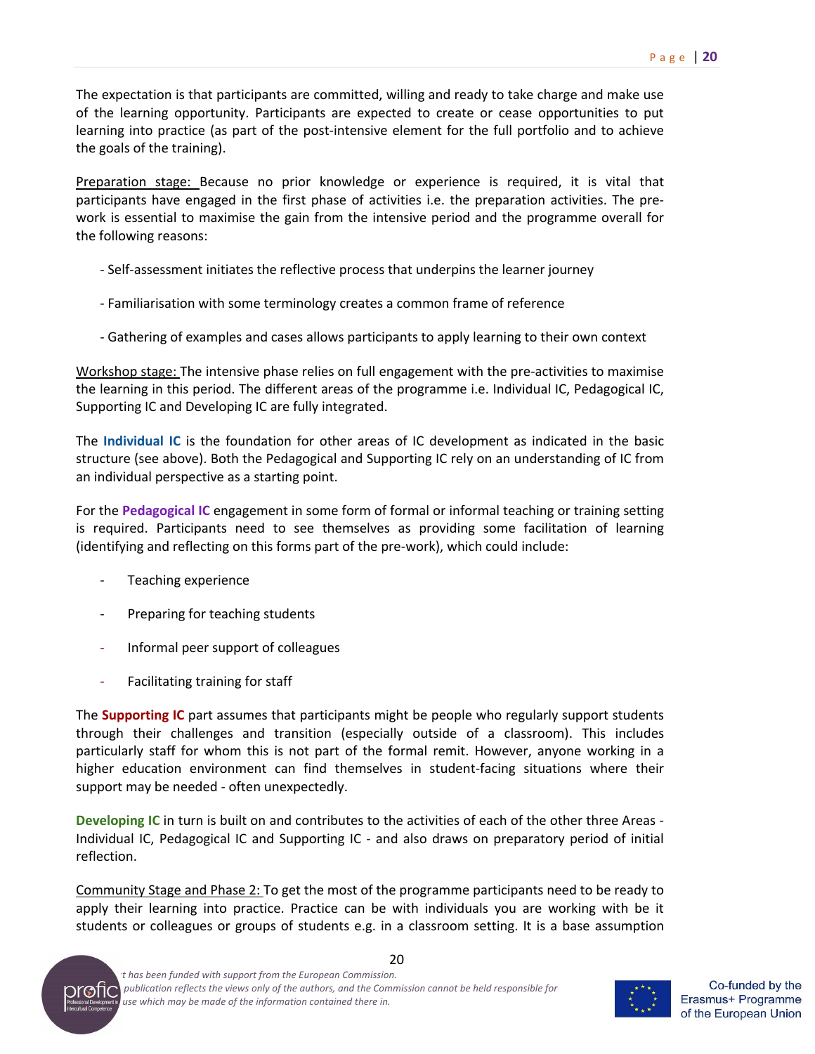The expectation is that participants are committed, willing and ready to take charge and make use of the learning opportunity. Participants are expected to create or cease opportunities to put learning into practice (as part of the post-intensive element for the full portfolio and to achieve the goals of the training).

Preparation stage: Because no prior knowledge or experience is required, it is vital that participants have engaged in the first phase of activities i.e. the preparation activities. The pre-work is essential to maximise the gain from the intensive period and the programme overall for the following reasons:

- Self-assessment initiates the reflective process that underpins the learner journey
- Familiarisation with some terminology creates a common frame of reference
- Gathering of examples and cases allows participants to apply learning to their own context

Workshop stage: The intensive phase relies on full engagement with the pre-activities to maximise the learning in this period. The different areas of the programme i.e. Individual IC, Pedagogical IC, Supporting IC and Developing IC are fully integrated.

The **Individual IC** is the foundation for other areas of IC development as indicated in the basic structure (see above). Both the Pedagogical and Supporting IC rely on an understanding of IC from an individual perspective as a starting point.

For the **Pedagogical IC** engagement in some form of formal or informal teaching or training setting is required. Participants need to see themselves as providing some facilitation of learning (identifying and reflecting on this forms part of the pre-work), which could include:

- Teaching experience
- Preparing for teaching students
- Informal peer support of colleagues
- Facilitating training for staff

The **Supporting IC** part assumes that participants might be people who regularly support students through their challenges and transition (especially outside of a classroom). This includes particularly staff for whom this is not part of the formal remit. However, anyone working in a higher education environment can find themselves in student-facing situations where their support may be needed - often unexpectedly.

**Developing IC** in turn is built on and contributes to the activities of each of the other three Areas - Individual IC, Pedagogical IC and Supporting IC - and also draws on preparatory period of initial reflection.

Community Stage and Phase 2: To get the most of the programme participants need to be ready to apply their learning into practice. Practice can be with individuals you are working with be it students or colleagues or groups of students e.g. in a classroom setting. It is a base assumption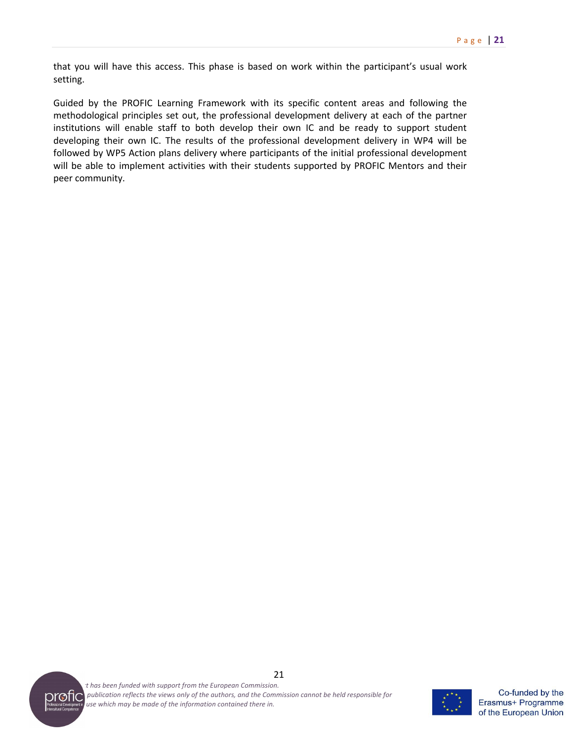that you will have this access. This phase is based on work within the participant's usual work setting.

Guided by the PROFIC Learning Framework with its specific content areas and following the methodological principles set out, the professional development delivery at each of the partner institutions will enable staff to both develop their own IC and be ready to support student developing their own IC. The results of the professional development delivery in WP4 will be followed by WP5 Action plans delivery where participants of the initial professional development will be able to implement activities with their students supported by PROFIC Mentors and their peer community.